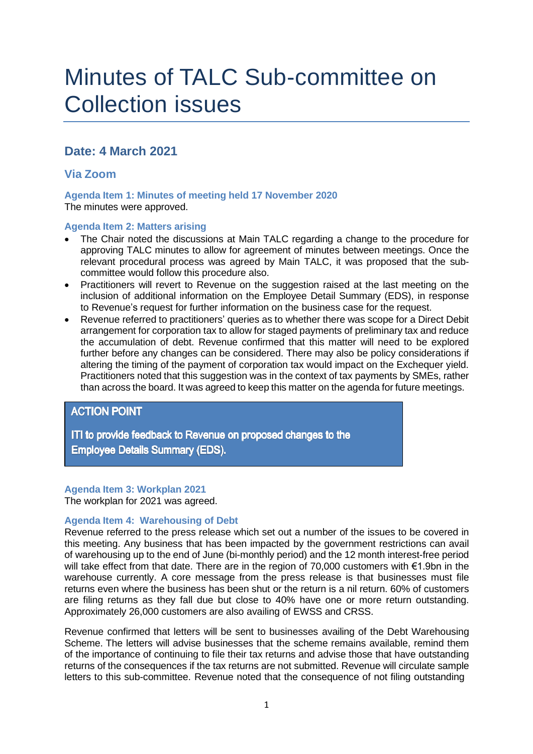# Minutes of TALC Sub-committee on Collection issues

## Date: 4 March 2021

### Via Zoom

**Agenda Item 1: Minutes of meeting held 17 November 2020**
The minutes were approved.

**Agenda Item 2: Matters arising**

- The Chair noted the discussions at Main TALC regarding a change to the procedure for approving TALC minutes to allow for agreement of minutes between meetings. Once the relevant procedural process was agreed by Main TALC, it was proposed that the sub-committee would follow this procedure also.
- Practitioners will revert to Revenue on the suggestion raised at the last meeting on the inclusion of additional information on the Employee Detail Summary (EDS), in response to Revenue's request for further information on the business case for the request.
- Revenue referred to practitioners' queries as to whether there was scope for a Direct Debit arrangement for corporation tax to allow for staged payments of preliminary tax and reduce the accumulation of debt. Revenue confirmed that this matter will need to be explored further before any changes can be considered. There may also be policy considerations if altering the timing of the payment of corporation tax would impact on the Exchequer yield. Practitioners noted that this suggestion was in the context of tax payments by SMEs, rather than across the board. It was agreed to keep this matter on the agenda for future meetings.

> **ACTION POINT**
>
> **ITI to provide feedback to Revenue on proposed changes to the Employee Details Summary (EDS).**

**Agenda Item 3: Workplan 2021**
The workplan for 2021 was agreed.

**Agenda Item 4: Warehousing of Debt**
Revenue referred to the press release which set out a number of the issues to be covered in this meeting. Any business that has been impacted by the government restrictions can avail of warehousing up to the end of June (bi-monthly period) and the 12 month interest-free period will take effect from that date. There are in the region of 70,000 customers with €1.9bn in the warehouse currently. A core message from the press release is that businesses must file returns even where the business has been shut or the return is a nil return. 60% of customers are filing returns as they fall due but close to 40% have one or more return outstanding. Approximately 26,000 customers are also availing of EWSS and CRSS.

Revenue confirmed that letters will be sent to businesses availing of the Debt Warehousing Scheme. The letters will advise businesses that the scheme remains available, remind them of the importance of continuing to file their tax returns and advise those that have outstanding returns of the consequences if the tax returns are not submitted. Revenue will circulate sample letters to this sub-committee. Revenue noted that the consequence of not filing outstanding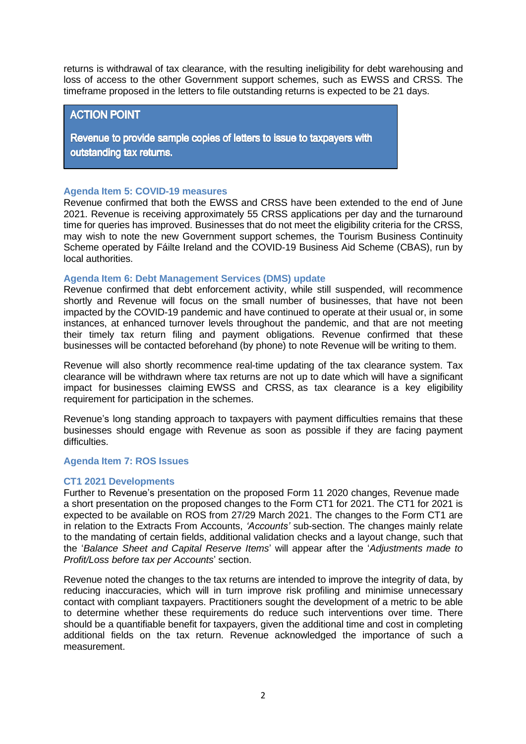returns is withdrawal of tax clearance, with the resulting ineligibility for debt warehousing and loss of access to the other Government support schemes, such as EWSS and CRSS. The timeframe proposed in the letters to file outstanding returns is expected to be 21 days.

> **ACTION POINT**
>
> **Revenue to provide sample copies of letters to issue to taxpayers with outstanding tax returns.**

### Agenda Item 5: COVID-19 measures

Revenue confirmed that both the EWSS and CRSS have been extended to the end of June 2021. Revenue is receiving approximately 55 CRSS applications per day and the turnaround time for queries has improved. Businesses that do not meet the eligibility criteria for the CRSS, may wish to note the new Government support schemes, the Tourism Business Continuity Scheme operated by Fáilte Ireland and the COVID-19 Business Aid Scheme (CBAS), run by local authorities.

### Agenda Item 6: Debt Management Services (DMS) update

Revenue confirmed that debt enforcement activity, while still suspended, will recommence shortly and Revenue will focus on the small number of businesses, that have not been impacted by the COVID-19 pandemic and have continued to operate at their usual or, in some instances, at enhanced turnover levels throughout the pandemic, and that are not meeting their timely tax return filing and payment obligations. Revenue confirmed that these businesses will be contacted beforehand (by phone) to note Revenue will be writing to them.

Revenue will also shortly recommence real-time updating of the tax clearance system. Tax clearance will be withdrawn where tax returns are not up to date which will have a significant impact for businesses claiming EWSS and CRSS, as tax clearance is a key eligibility requirement for participation in the schemes.

Revenue's long standing approach to taxpayers with payment difficulties remains that these businesses should engage with Revenue as soon as possible if they are facing payment difficulties.

### Agenda Item 7: ROS Issues

#### CT1 2021 Developments

Further to Revenue's presentation on the proposed Form 11 2020 changes, Revenue made a short presentation on the proposed changes to the Form CT1 for 2021. The CT1 for 2021 is expected to be available on ROS from 27/29 March 2021. The changes to the Form CT1 are in relation to the Extracts From Accounts, *'Accounts'* sub-section. The changes mainly relate to the mandating of certain fields, additional validation checks and a layout change, such that the '*Balance Sheet and Capital Reserve Items*' will appear after the '*Adjustments made to Profit/Loss before tax per Accounts*' section.

Revenue noted the changes to the tax returns are intended to improve the integrity of data, by reducing inaccuracies, which will in turn improve risk profiling and minimise unnecessary contact with compliant taxpayers. Practitioners sought the development of a metric to be able to determine whether these requirements do reduce such interventions over time. There should be a quantifiable benefit for taxpayers, given the additional time and cost in completing additional fields on the tax return. Revenue acknowledged the importance of such a measurement.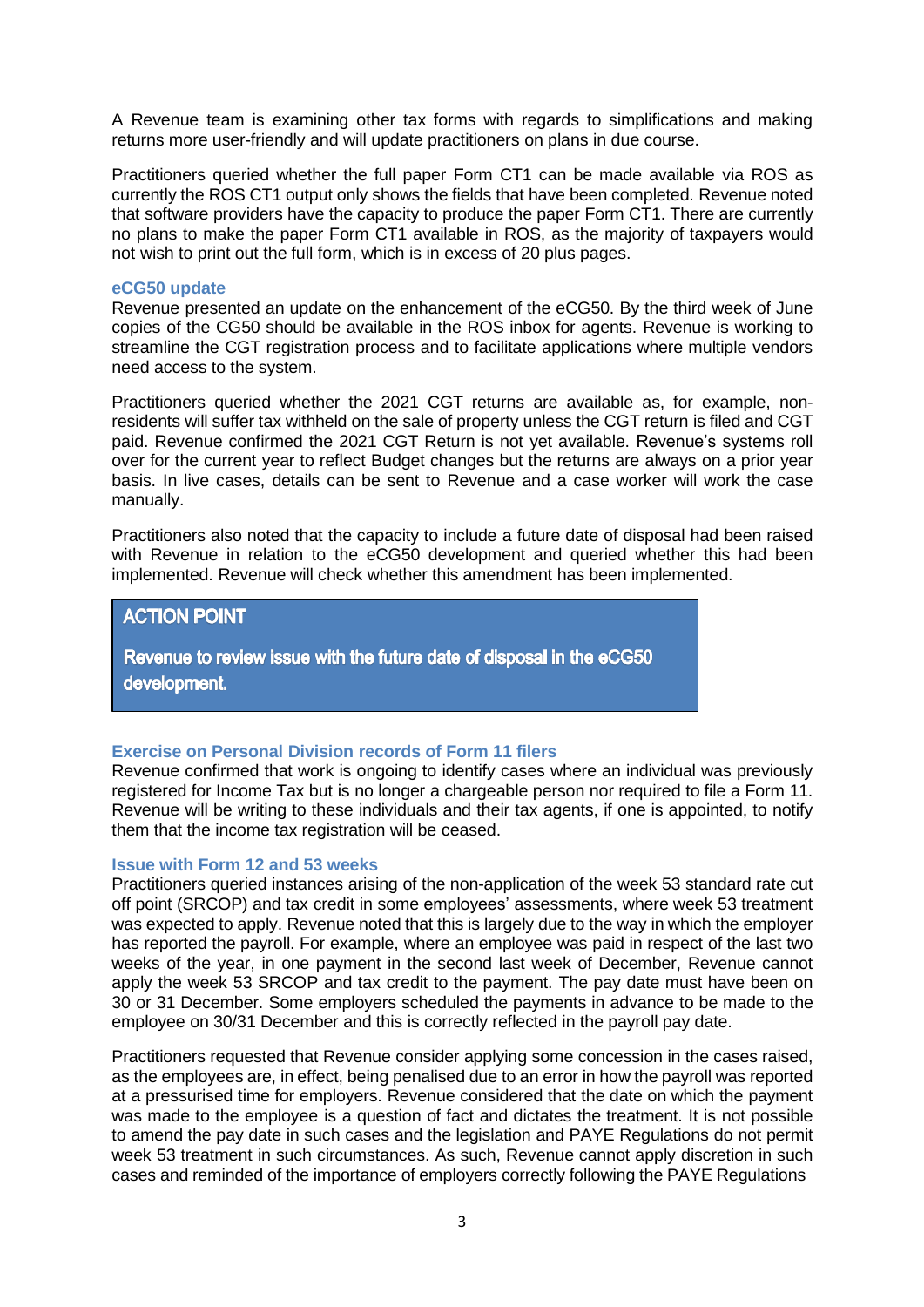A Revenue team is examining other tax forms with regards to simplifications and making returns more user-friendly and will update practitioners on plans in due course.

Practitioners queried whether the full paper Form CT1 can be made available via ROS as currently the ROS CT1 output only shows the fields that have been completed. Revenue noted that software providers have the capacity to produce the paper Form CT1. There are currently no plans to make the paper Form CT1 available in ROS, as the majority of taxpayers would not wish to print out the full form, which is in excess of 20 plus pages.

### eCG50 update

Revenue presented an update on the enhancement of the eCG50. By the third week of June copies of the CG50 should be available in the ROS inbox for agents. Revenue is working to streamline the CGT registration process and to facilitate applications where multiple vendors need access to the system.

Practitioners queried whether the 2021 CGT returns are available as, for example, non-residents will suffer tax withheld on the sale of property unless the CGT return is filed and CGT paid. Revenue confirmed the 2021 CGT Return is not yet available. Revenue's systems roll over for the current year to reflect Budget changes but the returns are always on a prior year basis. In live cases, details can be sent to Revenue and a case worker will work the case manually.

Practitioners also noted that the capacity to include a future date of disposal had been raised with Revenue in relation to the eCG50 development and queried whether this had been implemented. Revenue will check whether this amendment has been implemented.

> **ACTION POINT**
>
> **Revenue to review issue with the future date of disposal in the eCG50 development.**

### Exercise on Personal Division records of Form 11 filers

Revenue confirmed that work is ongoing to identify cases where an individual was previously registered for Income Tax but is no longer a chargeable person nor required to file a Form 11. Revenue will be writing to these individuals and their tax agents, if one is appointed, to notify them that the income tax registration will be ceased.

### Issue with Form 12 and 53 weeks

Practitioners queried instances arising of the non-application of the week 53 standard rate cut off point (SRCOP) and tax credit in some employees' assessments, where week 53 treatment was expected to apply. Revenue noted that this is largely due to the way in which the employer has reported the payroll. For example, where an employee was paid in respect of the last two weeks of the year, in one payment in the second last week of December, Revenue cannot apply the week 53 SRCOP and tax credit to the payment. The pay date must have been on 30 or 31 December. Some employers scheduled the payments in advance to be made to the employee on 30/31 December and this is correctly reflected in the payroll pay date.

Practitioners requested that Revenue consider applying some concession in the cases raised, as the employees are, in effect, being penalised due to an error in how the payroll was reported at a pressurised time for employers. Revenue considered that the date on which the payment was made to the employee is a question of fact and dictates the treatment. It is not possible to amend the pay date in such cases and the legislation and PAYE Regulations do not permit week 53 treatment in such circumstances. As such, Revenue cannot apply discretion in such cases and reminded of the importance of employers correctly following the PAYE Regulations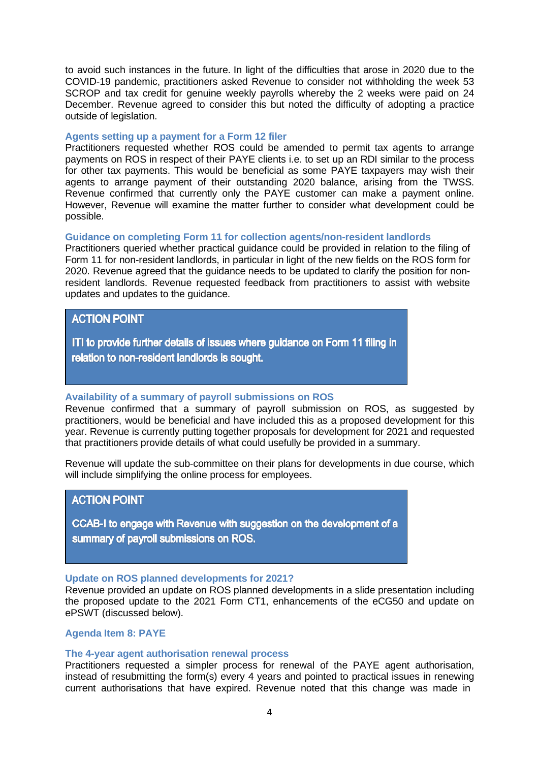to avoid such instances in the future. In light of the difficulties that arose in 2020 due to the COVID-19 pandemic, practitioners asked Revenue to consider not withholding the week 53 SCROP and tax credit for genuine weekly payrolls whereby the 2 weeks were paid on 24 December. Revenue agreed to consider this but noted the difficulty of adopting a practice outside of legislation.

### Agents setting up a payment for a Form 12 filer

Practitioners requested whether ROS could be amended to permit tax agents to arrange payments on ROS in respect of their PAYE clients i.e. to set up an RDI similar to the process for other tax payments. This would be beneficial as some PAYE taxpayers may wish their agents to arrange payment of their outstanding 2020 balance, arising from the TWSS. Revenue confirmed that currently only the PAYE customer can make a payment online. However, Revenue will examine the matter further to consider what development could be possible.

### Guidance on completing Form 11 for collection agents/non-resident landlords

Practitioners queried whether practical guidance could be provided in relation to the filing of Form 11 for non-resident landlords, in particular in light of the new fields on the ROS form for 2020. Revenue agreed that the guidance needs to be updated to clarify the position for non-resident landlords. Revenue requested feedback from practitioners to assist with website updates and updates to the guidance.

> **ACTION POINT**
>
> **ITI to provide further details of issues where guidance on Form 11 filing in relation to non-resident landlords is sought.**

### Availability of a summary of payroll submissions on ROS

Revenue confirmed that a summary of payroll submission on ROS, as suggested by practitioners, would be beneficial and have included this as a proposed development for this year. Revenue is currently putting together proposals for development for 2021 and requested that practitioners provide details of what could usefully be provided in a summary.

Revenue will update the sub-committee on their plans for developments in due course, which will include simplifying the online process for employees.

> **ACTION POINT**
>
> **CCAB-I to engage with Revenue with suggestion on the development of a summary of payroll submissions on ROS.**

### Update on ROS planned developments for 2021?

Revenue provided an update on ROS planned developments in a slide presentation including the proposed update to the 2021 Form CT1, enhancements of the eCG50 and update on ePSWT (discussed below).

## Agenda Item 8: PAYE

### The 4-year agent authorisation renewal process

Practitioners requested a simpler process for renewal of the PAYE agent authorisation, instead of resubmitting the form(s) every 4 years and pointed to practical issues in renewing current authorisations that have expired. Revenue noted that this change was made in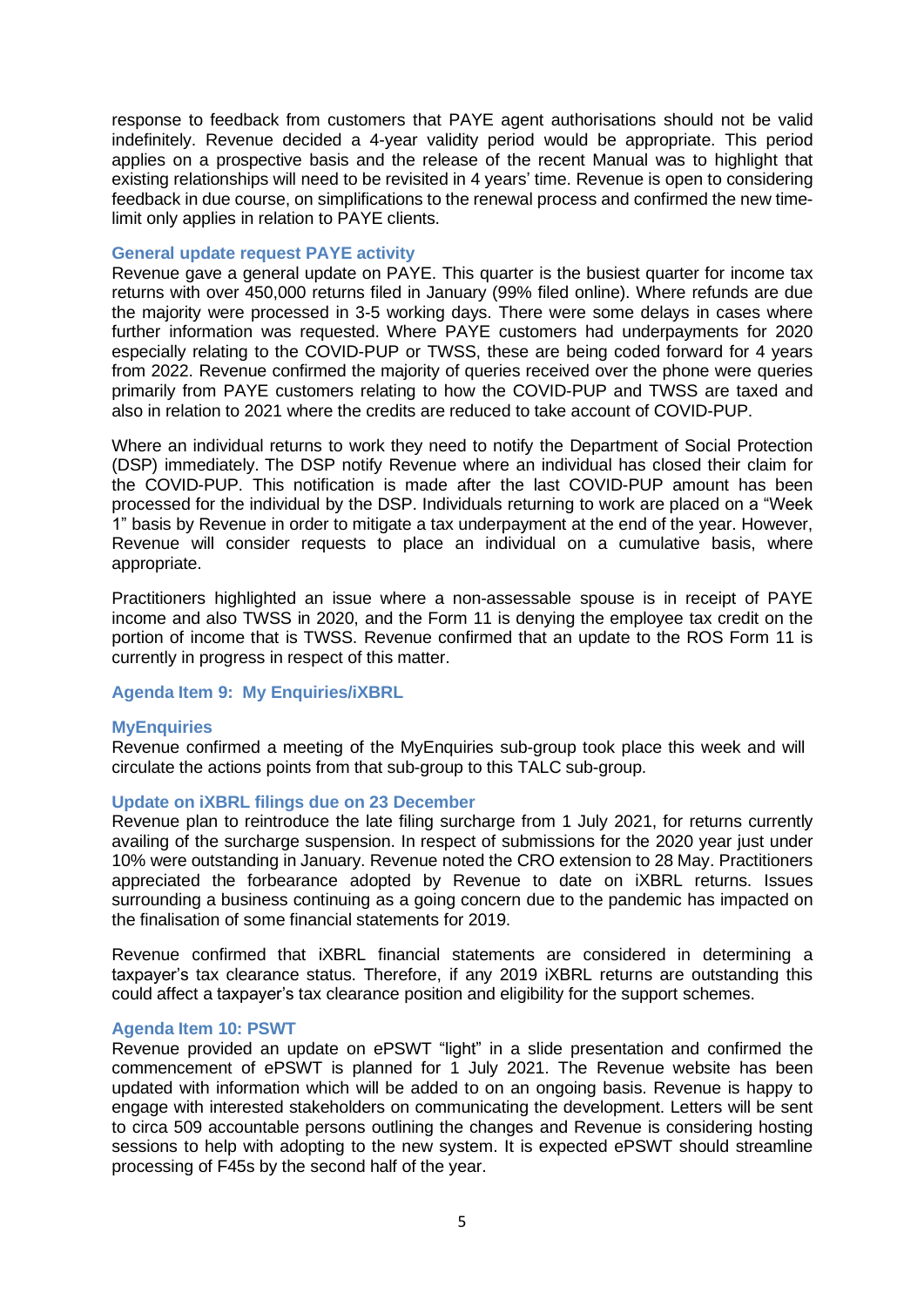response to feedback from customers that PAYE agent authorisations should not be valid indefinitely. Revenue decided a 4-year validity period would be appropriate. This period applies on a prospective basis and the release of the recent Manual was to highlight that existing relationships will need to be revisited in 4 years' time. Revenue is open to considering feedback in due course, on simplifications to the renewal process and confirmed the new time-limit only applies in relation to PAYE clients.

### General update request PAYE activity

Revenue gave a general update on PAYE. This quarter is the busiest quarter for income tax returns with over 450,000 returns filed in January (99% filed online). Where refunds are due the majority were processed in 3-5 working days. There were some delays in cases where further information was requested. Where PAYE customers had underpayments for 2020 especially relating to the COVID-PUP or TWSS, these are being coded forward for 4 years from 2022. Revenue confirmed the majority of queries received over the phone were queries primarily from PAYE customers relating to how the COVID-PUP and TWSS are taxed and also in relation to 2021 where the credits are reduced to take account of COVID-PUP.

Where an individual returns to work they need to notify the Department of Social Protection (DSP) immediately. The DSP notify Revenue where an individual has closed their claim for the COVID-PUP. This notification is made after the last COVID-PUP amount has been processed for the individual by the DSP. Individuals returning to work are placed on a "Week 1" basis by Revenue in order to mitigate a tax underpayment at the end of the year. However, Revenue will consider requests to place an individual on a cumulative basis, where appropriate.

Practitioners highlighted an issue where a non-assessable spouse is in receipt of PAYE income and also TWSS in 2020, and the Form 11 is denying the employee tax credit on the portion of income that is TWSS. Revenue confirmed that an update to the ROS Form 11 is currently in progress in respect of this matter.

## Agenda Item 9: My Enquiries/iXBRL

### MyEnquiries

Revenue confirmed a meeting of the MyEnquiries sub-group took place this week and will circulate the actions points from that sub-group to this TALC sub-group.

### Update on iXBRL filings due on 23 December

Revenue plan to reintroduce the late filing surcharge from 1 July 2021, for returns currently availing of the surcharge suspension. In respect of submissions for the 2020 year just under 10% were outstanding in January. Revenue noted the CRO extension to 28 May. Practitioners appreciated the forbearance adopted by Revenue to date on iXBRL returns. Issues surrounding a business continuing as a going concern due to the pandemic has impacted on the finalisation of some financial statements for 2019.

Revenue confirmed that iXBRL financial statements are considered in determining a taxpayer's tax clearance status. Therefore, if any 2019 iXBRL returns are outstanding this could affect a taxpayer's tax clearance position and eligibility for the support schemes.

## Agenda Item 10: PSWT

Revenue provided an update on ePSWT "light" in a slide presentation and confirmed the commencement of ePSWT is planned for 1 July 2021. The Revenue website has been updated with information which will be added to on an ongoing basis. Revenue is happy to engage with interested stakeholders on communicating the development. Letters will be sent to circa 509 accountable persons outlining the changes and Revenue is considering hosting sessions to help with adopting to the new system. It is expected ePSWT should streamline processing of F45s by the second half of the year.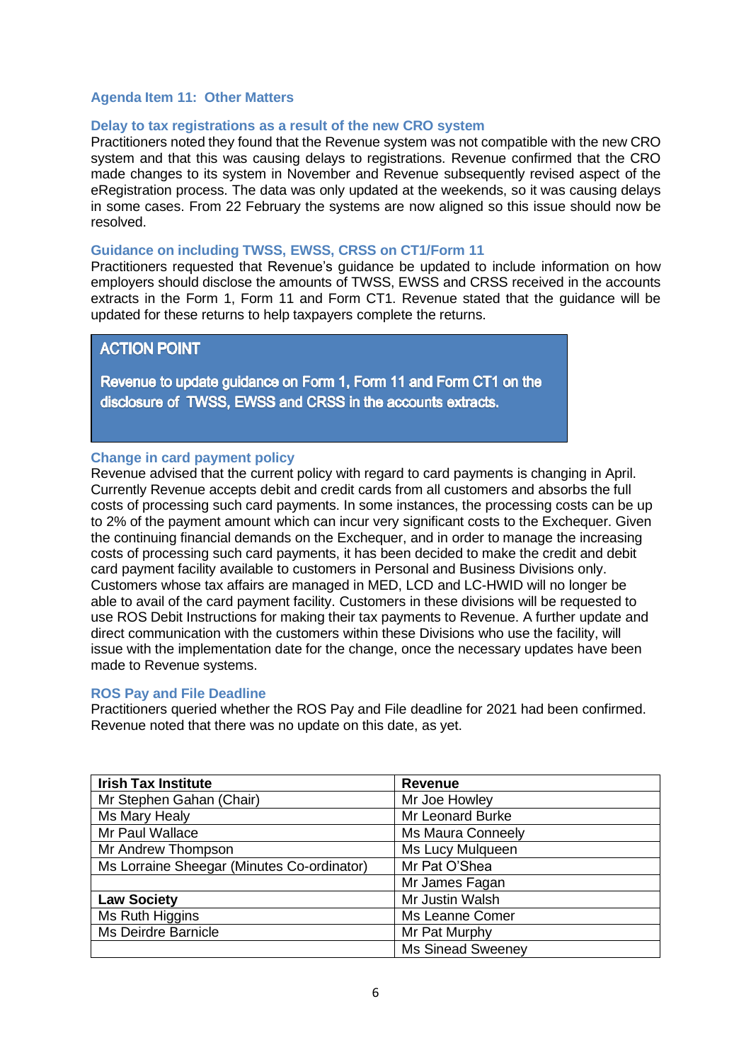## Agenda Item 11: Other Matters

### Delay to tax registrations as a result of the new CRO system

Practitioners noted they found that the Revenue system was not compatible with the new CRO system and that this was causing delays to registrations. Revenue confirmed that the CRO made changes to its system in November and Revenue subsequently revised aspect of the eRegistration process. The data was only updated at the weekends, so it was causing delays in some cases. From 22 February the systems are now aligned so this issue should now be resolved.

### Guidance on including TWSS, EWSS, CRSS on CT1/Form 11

Practitioners requested that Revenue's guidance be updated to include information on how employers should disclose the amounts of TWSS, EWSS and CRSS received in the accounts extracts in the Form 1, Form 11 and Form CT1. Revenue stated that the guidance will be updated for these returns to help taxpayers complete the returns.

**ACTION POINT**

**Revenue to update guidance on Form 1, Form 11 and Form CT1 on the disclosure of TWSS, EWSS and CRSS in the accounts extracts.**

### Change in card payment policy

Revenue advised that the current policy with regard to card payments is changing in April. Currently Revenue accepts debit and credit cards from all customers and absorbs the full costs of processing such card payments. In some instances, the processing costs can be up to 2% of the payment amount which can incur very significant costs to the Exchequer. Given the continuing financial demands on the Exchequer, and in order to manage the increasing costs of processing such card payments, it has been decided to make the credit and debit card payment facility available to customers in Personal and Business Divisions only. Customers whose tax affairs are managed in MED, LCD and LC-HWID will no longer be able to avail of the card payment facility. Customers in these divisions will be requested to use ROS Debit Instructions for making their tax payments to Revenue. A further update and direct communication with the customers within these Divisions who use the facility, will issue with the implementation date for the change, once the necessary updates have been made to Revenue systems.

### ROS Pay and File Deadline

Practitioners queried whether the ROS Pay and File deadline for 2021 had been confirmed. Revenue noted that there was no update on this date, as yet.

| **Irish Tax Institute** | **Revenue** |
|---|---|
| Mr Stephen Gahan (Chair) | Mr Joe Howley |
| Ms Mary Healy | Mr Leonard Burke |
| Mr Paul Wallace | Ms Maura Conneely |
| Mr Andrew Thompson | Ms Lucy Mulqueen |
| Ms Lorraine Sheegar (Minutes Co-ordinator) | Mr Pat O'Shea |
| | Mr James Fagan |
| **Law Society** | Mr Justin Walsh |
| Ms Ruth Higgins | Ms Leanne Comer |
| Ms Deirdre Barnicle | Mr Pat Murphy |
| | Ms Sinead Sweeney |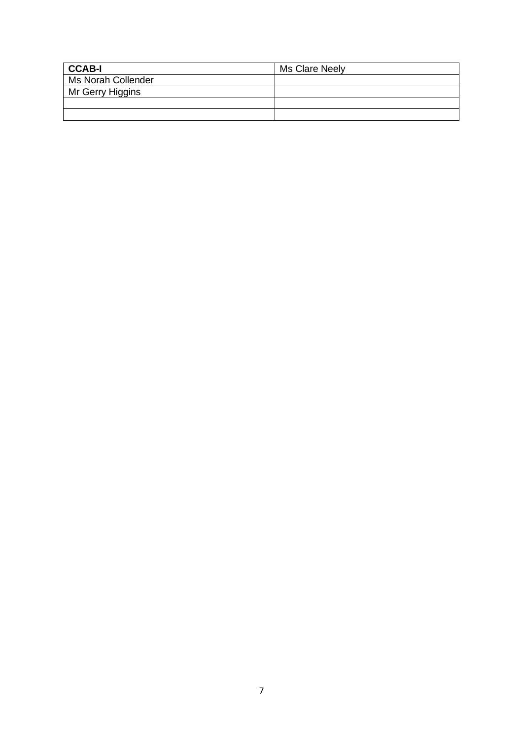| | |
|---|---|
| **CCAB-I** | Ms Clare Neely |
| Ms Norah Collender | |
| Mr Gerry Higgins | |
| | |
| | |